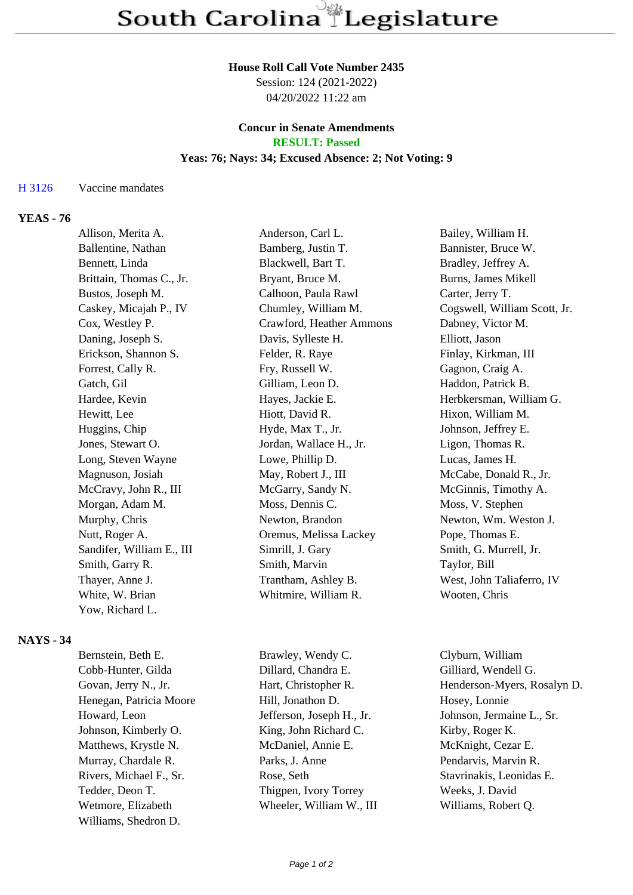# South Carolina Legislature

**House Roll Call Vote Number 2435**
Session: 124 (2021-2022)
04/20/2022 11:22 am

**Concur in Senate Amendments**
**RESULT: Passed**
**Yeas: 76; Nays: 34; Excused Absence: 2; Not Voting: 9**

H 3126 Vaccine mandates

## YEAS - 76

| | | |
|---|---|---|
| Allison, Merita A. | Anderson, Carl L. | Bailey, William H. |
| Ballentine, Nathan | Bamberg, Justin T. | Bannister, Bruce W. |
| Bennett, Linda | Blackwell, Bart T. | Bradley, Jeffrey A. |
| Brittain, Thomas C., Jr. | Bryant, Bruce M. | Burns, James Mikell |
| Bustos, Joseph M. | Calhoon, Paula Rawl | Carter, Jerry T. |
| Caskey, Micajah P., IV | Chumley, William M. | Cogswell, William Scott, Jr. |
| Cox, Westley P. | Crawford, Heather Ammons | Dabney, Victor M. |
| Daning, Joseph S. | Davis, Sylleste H. | Elliott, Jason |
| Erickson, Shannon S. | Felder, R. Raye | Finlay, Kirkman, III |
| Forrest, Cally R. | Fry, Russell W. | Gagnon, Craig A. |
| Gatch, Gil | Gilliam, Leon D. | Haddon, Patrick B. |
| Hardee, Kevin | Hayes, Jackie E. | Herbkersman, William G. |
| Hewitt, Lee | Hiott, David R. | Hixon, William M. |
| Huggins, Chip | Hyde, Max T., Jr. | Johnson, Jeffrey E. |
| Jones, Stewart O. | Jordan, Wallace H., Jr. | Ligon, Thomas R. |
| Long, Steven Wayne | Lowe, Phillip D. | Lucas, James H. |
| Magnuson, Josiah | May, Robert J., III | McCabe, Donald R., Jr. |
| McCravy, John R., III | McGarry, Sandy N. | McGinnis, Timothy A. |
| Morgan, Adam M. | Moss, Dennis C. | Moss, V. Stephen |
| Murphy, Chris | Newton, Brandon | Newton, Wm. Weston J. |
| Nutt, Roger A. | Oremus, Melissa Lackey | Pope, Thomas E. |
| Sandifer, William E., III | Simrill, J. Gary | Smith, G. Murrell, Jr. |
| Smith, Garry R. | Smith, Marvin | Taylor, Bill |
| Thayer, Anne J. | Trantham, Ashley B. | West, John Taliaferro, IV |
| White, W. Brian | Whitmire, William R. | Wooten, Chris |
| Yow, Richard L. | | |

## NAYS - 34

| | | |
|---|---|---|
| Bernstein, Beth E. | Brawley, Wendy C. | Clyburn, William |
| Cobb-Hunter, Gilda | Dillard, Chandra E. | Gilliard, Wendell G. |
| Govan, Jerry N., Jr. | Hart, Christopher R. | Henderson-Myers, Rosalyn D. |
| Henegan, Patricia Moore | Hill, Jonathon D. | Hosey, Lonnie |
| Howard, Leon | Jefferson, Joseph H., Jr. | Johnson, Jermaine L., Sr. |
| Johnson, Kimberly O. | King, John Richard C. | Kirby, Roger K. |
| Matthews, Krystle N. | McDaniel, Annie E. | McKnight, Cezar E. |
| Murray, Chardale R. | Parks, J. Anne | Pendarvis, Marvin R. |
| Rivers, Michael F., Sr. | Rose, Seth | Stavrinakis, Leonidas E. |
| Tedder, Deon T. | Thigpen, Ivory Torrey | Weeks, J. David |
| Wetmore, Elizabeth | Wheeler, William W., III | Williams, Robert Q. |
| Williams, Shedron D. | | |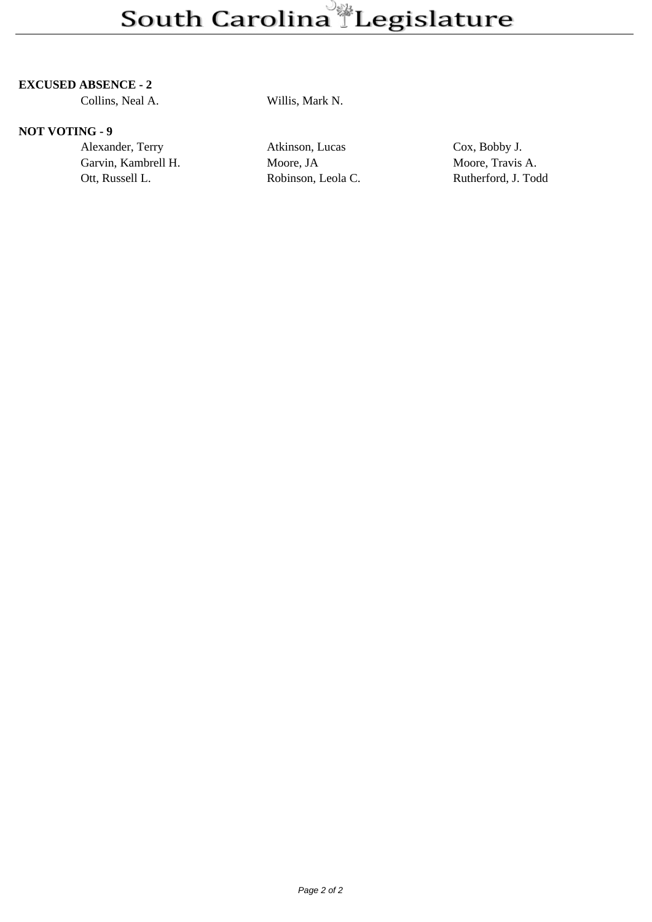**EXCUSED ABSENCE - 2**

| | |
|---|---|
| Collins, Neal A. | Willis, Mark N. |

**NOT VOTING - 9**

| | | |
|---|---|---|
| Alexander, Terry | Atkinson, Lucas | Cox, Bobby J. |
| Garvin, Kambrell H. | Moore, JA | Moore, Travis A. |
| Ott, Russell L. | Robinson, Leola C. | Rutherford, J. Todd |